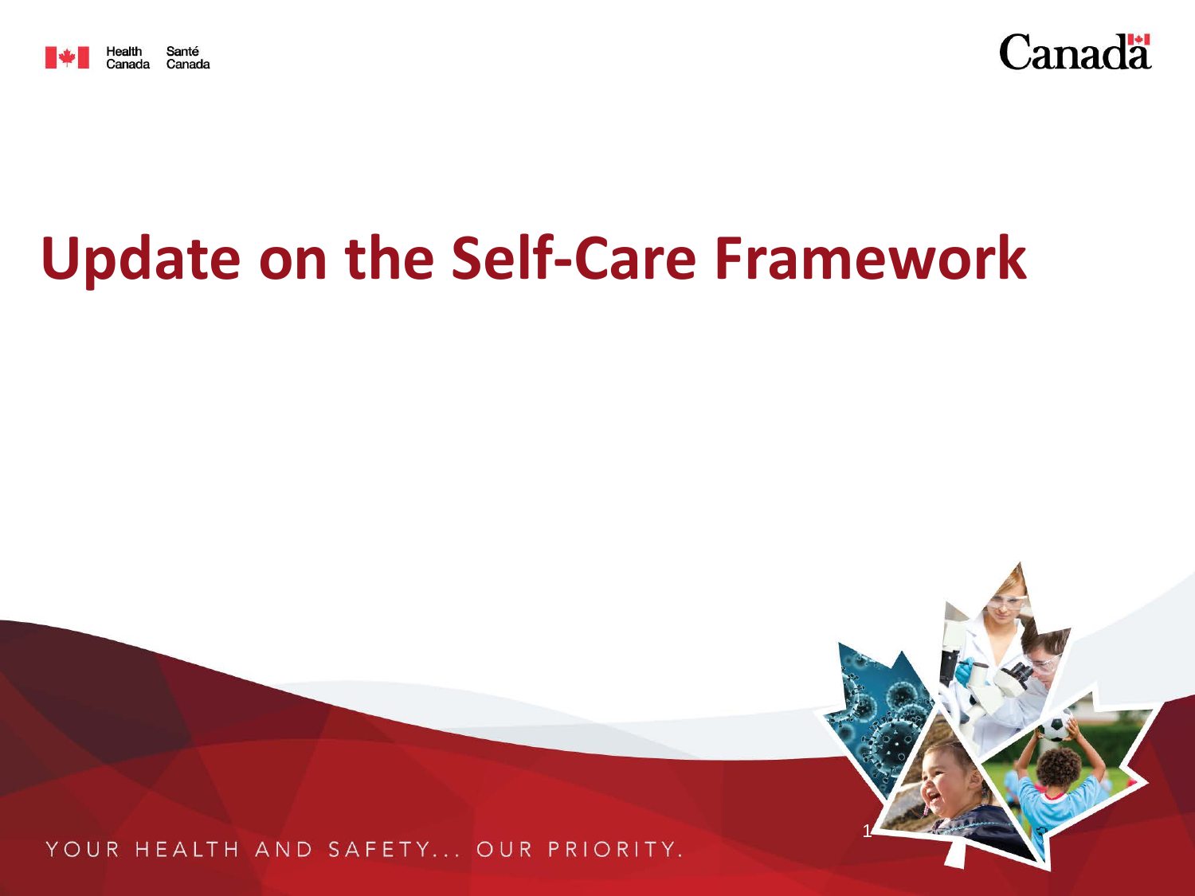Health Canada Santé Canada

# Update on the Self-Care Framework

YOUR HEALTH AND SAFETY... OUR PRIORITY.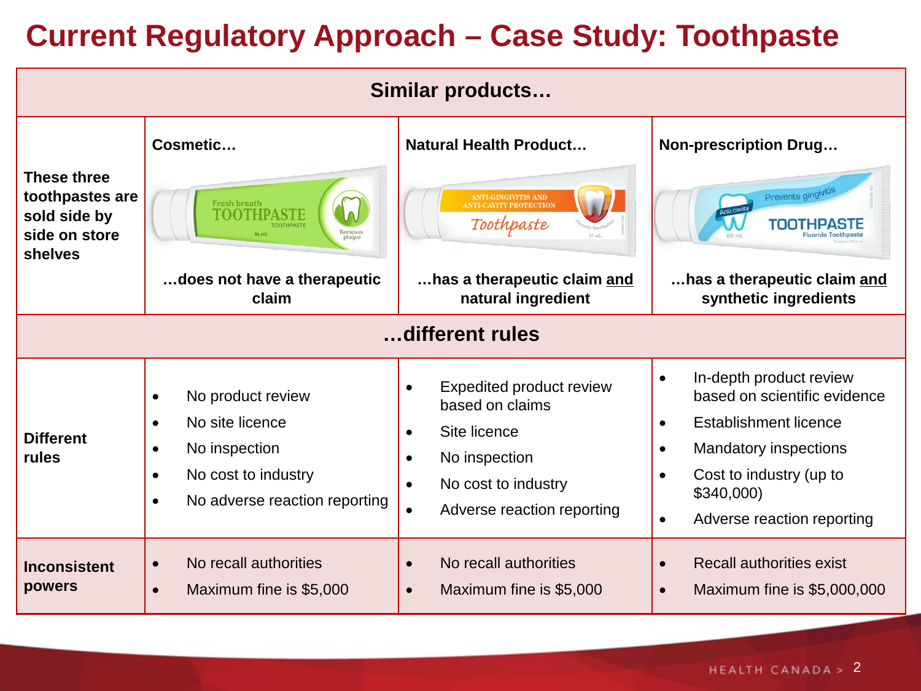# Current Regulatory Approach – Case Study: Toothpaste

| Similar products… | | | |
|---|---|---|---|
| **These three toothpastes are sold side by side on store shelves** | **Cosmetic…** …does not have a therapeutic claim | **Natural Health Product…** …has a therapeutic claim **and** natural ingredient | **Non-prescription Drug…** …has a therapeutic claim **and** synthetic ingredients |
| **…different rules** | | | |
| **Different rules** | • No product review<br>• No site licence<br>• No inspection<br>• No cost to industry<br>• No adverse reaction reporting | • Expedited product review based on claims<br>• Site licence<br>• No inspection<br>• No cost to industry<br>• Adverse reaction reporting | • In-depth product review based on scientific evidence<br>• Establishment licence<br>• Mandatory inspections<br>• Cost to industry (up to $340,000)<br>• Adverse reaction reporting |
| **Inconsistent powers** | • No recall authorities<br>• Maximum fine is $5,000 | • No recall authorities<br>• Maximum fine is $5,000 | • Recall authorities exist<br>• Maximum fine is $5,000,000 |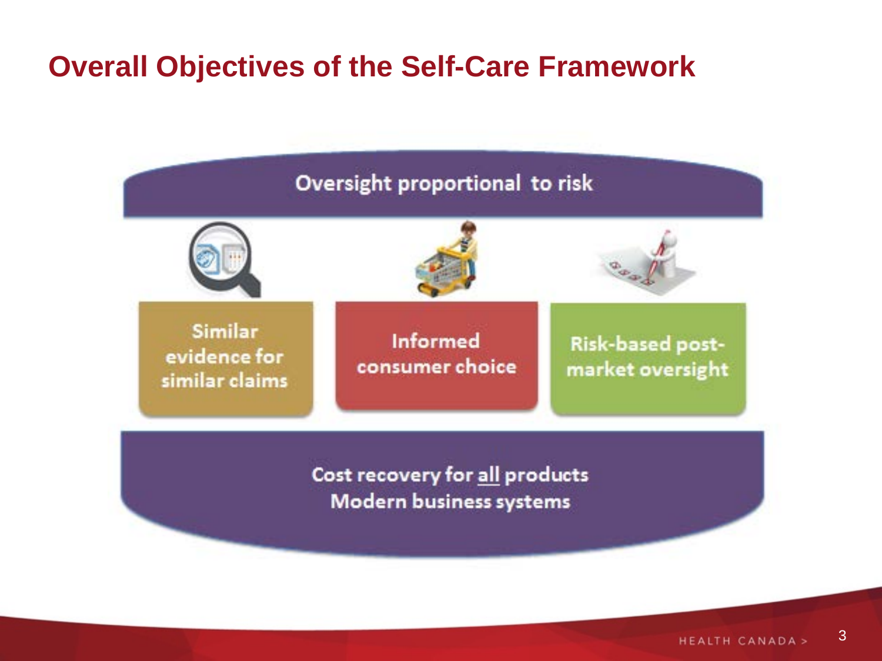# Overall Objectives of the Self-Care Framework

**Oversight proportional to risk**

- Similar evidence for similar claims
- Informed consumer choice
- Risk-based post-market oversight

**Cost recovery for all products**
**Modern business systems**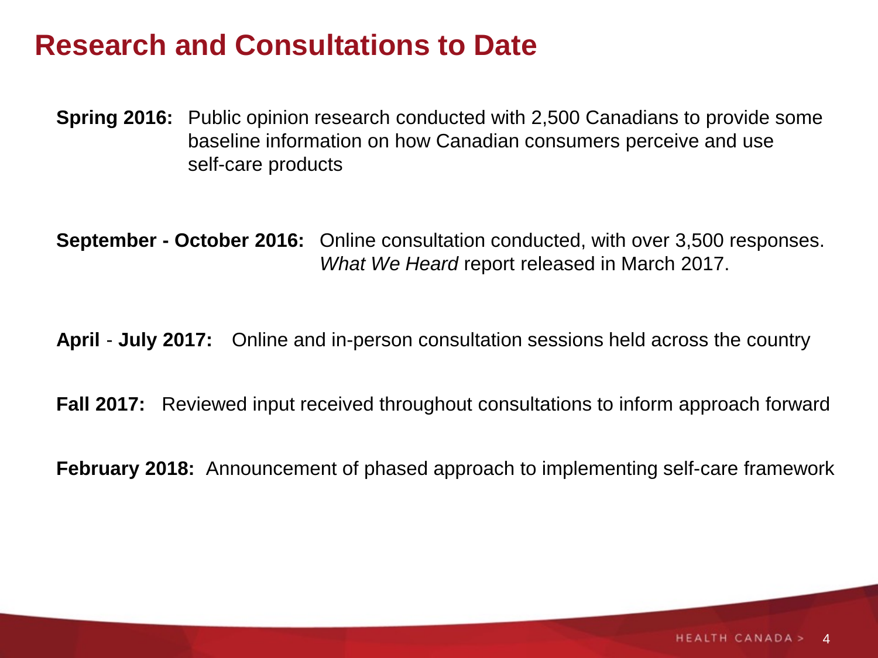# Research and Consultations to Date

**Spring 2016:** Public opinion research conducted with 2,500 Canadians to provide some baseline information on how Canadian consumers perceive and use self-care products

**September - October 2016:** Online consultation conducted, with over 3,500 responses. *What We Heard* report released in March 2017.

**April - July 2017:** Online and in-person consultation sessions held across the country

**Fall 2017:** Reviewed input received throughout consultations to inform approach forward

**February 2018:** Announcement of phased approach to implementing self-care framework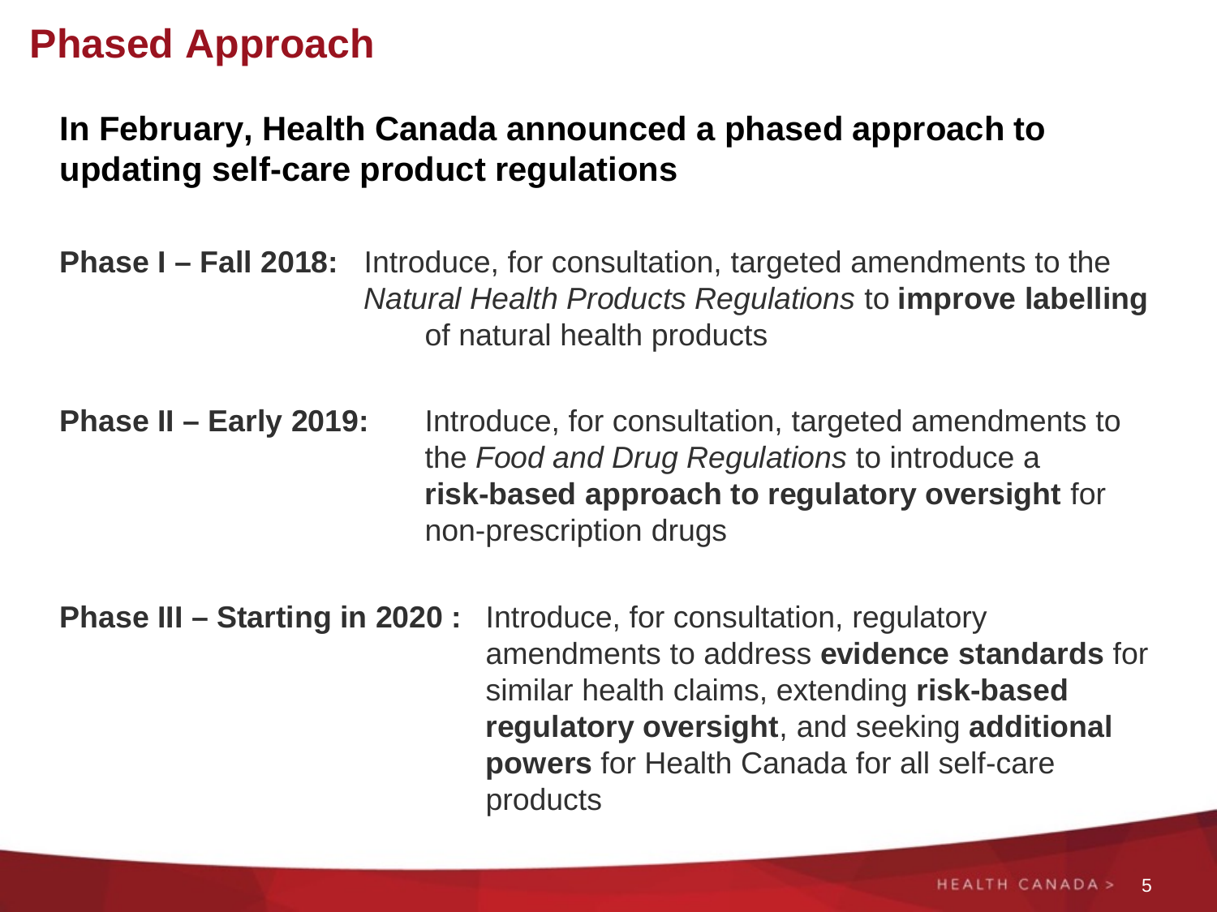# Phased Approach

**In February, Health Canada announced a phased approach to updating self-care product regulations**

**Phase I – Fall 2018:** Introduce, for consultation, targeted amendments to the *Natural Health Products Regulations* to **improve labelling** of natural health products

**Phase II – Early 2019:** Introduce, for consultation, targeted amendments to the *Food and Drug Regulations* to introduce a **risk-based approach to regulatory oversight** for non-prescription drugs

**Phase III – Starting in 2020 :** Introduce, for consultation, regulatory amendments to address **evidence standards** for similar health claims, extending **risk-based regulatory oversight**, and seeking **additional powers** for Health Canada for all self-care products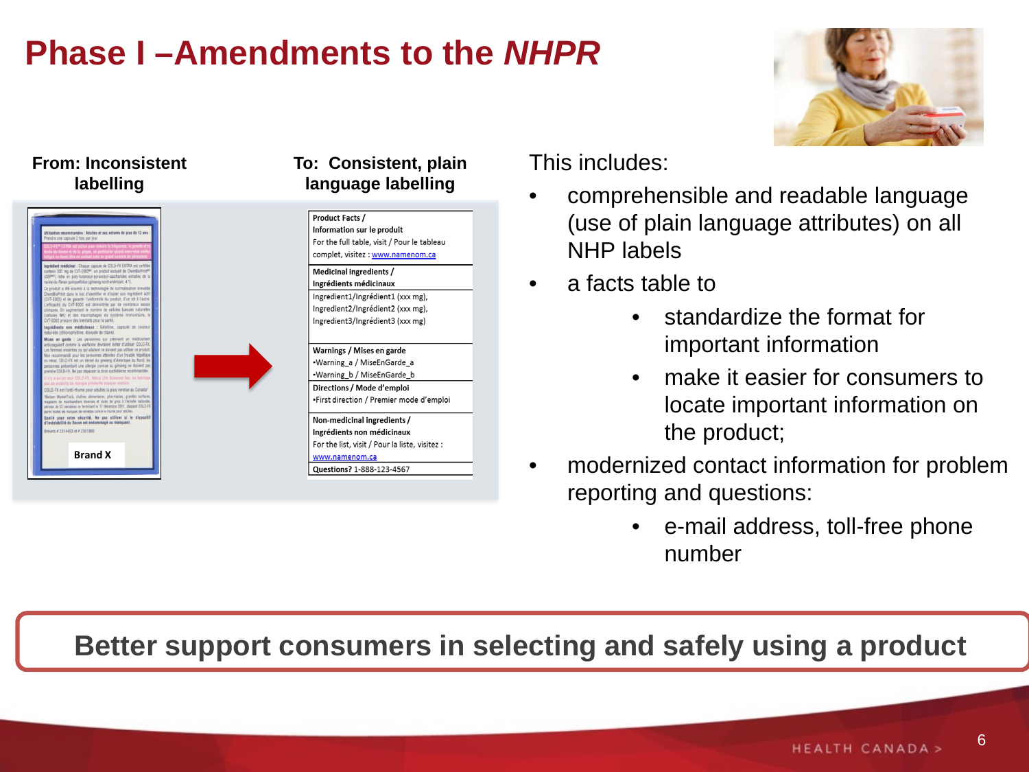# Phase I –Amendments to the *NHPR*

**From: Inconsistent labelling**

Brand X

**To: Consistent, plain language labelling**

| Product Facts / Information sur le produit |
|---|
| For the full table, visit / Pour le tableau complet, visitez : www.namenom.ca |
| **Medicinal ingredients / Ingrédients médicinaux** |
| Ingredient1/Ingrédient1 (xxx mg), Ingredient2/Ingrédient2 (xxx mg), Ingredient3/Ingrédient3 (xxx mg) |
| **Warnings / Mises en garde** •Warning_a / MiseEnGarde_a •Warning_b / MiseEnGarde_b |
| **Directions / Mode d'emploi** •First direction / Premier mode d'emploi |
| **Non-medicinal ingredients / Ingrédients non médicinaux** For the list, visit / Pour la liste, visitez : www.namenom.ca |
| **Questions?** 1-888-123-4567 |

This includes:

- comprehensible and readable language (use of plain language attributes) on all NHP labels
- a facts table to
  - standardize the format for important information
  - make it easier for consumers to locate important information on the product;
- modernized contact information for problem reporting and questions:
  - e-mail address, toll-free phone number

**Better support consumers in selecting and safely using a product**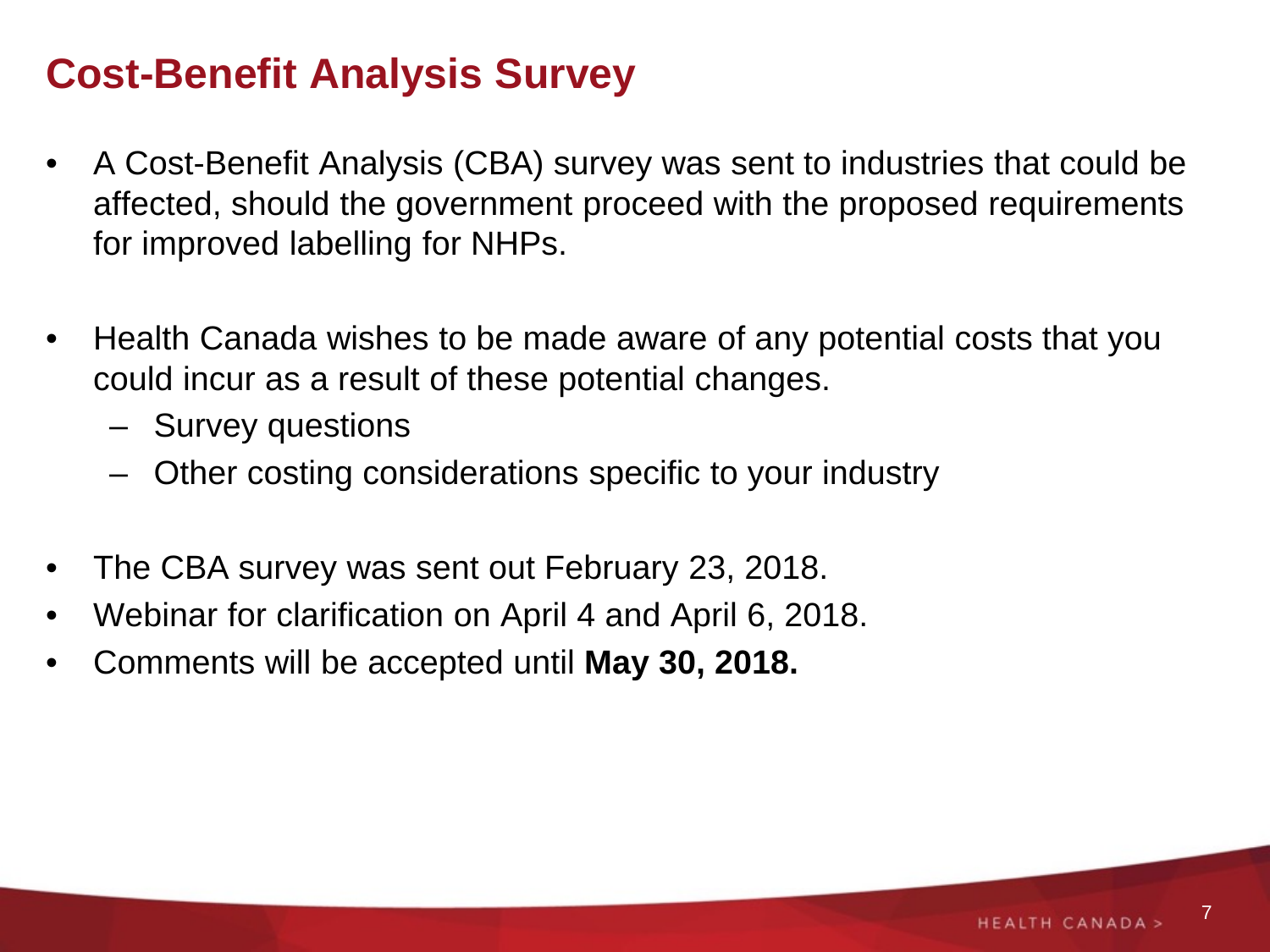# Cost-Benefit Analysis Survey

- A Cost-Benefit Analysis (CBA) survey was sent to industries that could be affected, should the government proceed with the proposed requirements for improved labelling for NHPs.

- Health Canada wishes to be made aware of any potential costs that you could incur as a result of these potential changes.
  - Survey questions
  - Other costing considerations specific to your industry

- The CBA survey was sent out February 23, 2018.
- Webinar for clarification on April 4 and April 6, 2018.
- Comments will be accepted until **May 30, 2018.**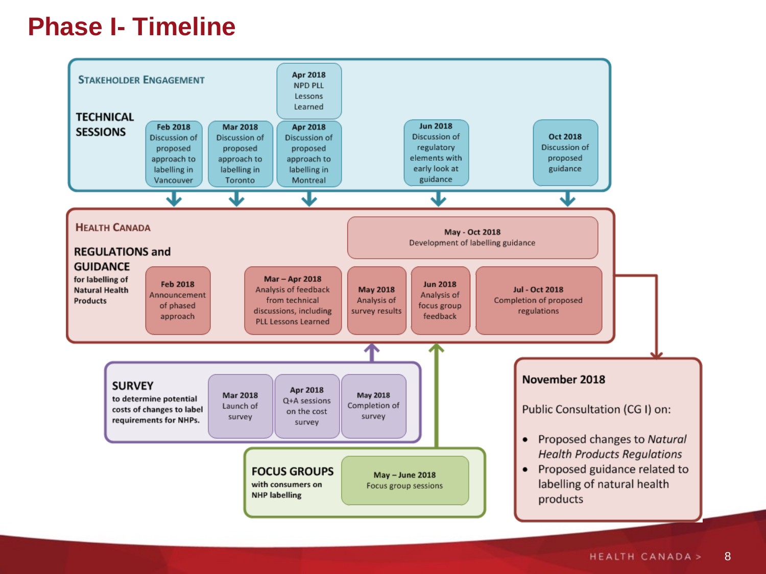# Phase I- Timeline

## Stakeholder Engagement

### TECHNICAL SESSIONS

- **Feb 2018** Discussion of proposed approach to labelling in Vancouver
- **Mar 2018** Discussion of proposed approach to labelling in Toronto
- **Apr 2018** NPD PLL Lessons Learned
- **Apr 2018** Discussion of proposed approach to labelling in Montreal
- **Jun 2018** Discussion of regulatory elements with early look at guidance
- **Oct 2018** Discussion of proposed guidance

## Health Canada

### REGULATIONS and GUIDANCE

**for labelling of Natural Health Products**

- **Feb 2018** Announcement of phased approach
- **Mar – Apr 2018** Analysis of feedback from technical discussions, including PLL Lessons Learned
- **May 2018** Analysis of survey results
- **Jun 2018** Analysis of focus group feedback
- **Jul - Oct 2018** Completion of proposed regulations
- **May - Oct 2018** Development of labelling guidance

### SURVEY

**to determine potential costs of changes to label requirements for NHPs.**

- **Mar 2018** Launch of survey
- **Apr 2018** Q+A sessions on the cost survey
- **May 2018** Completion of survey

### FOCUS GROUPS

**with consumers on NHP labelling**

- **May – June 2018** Focus group sessions

### November 2018

Public Consultation (CG I) on:

- Proposed changes to *Natural Health Products Regulations*
- Proposed guidance related to labelling of natural health products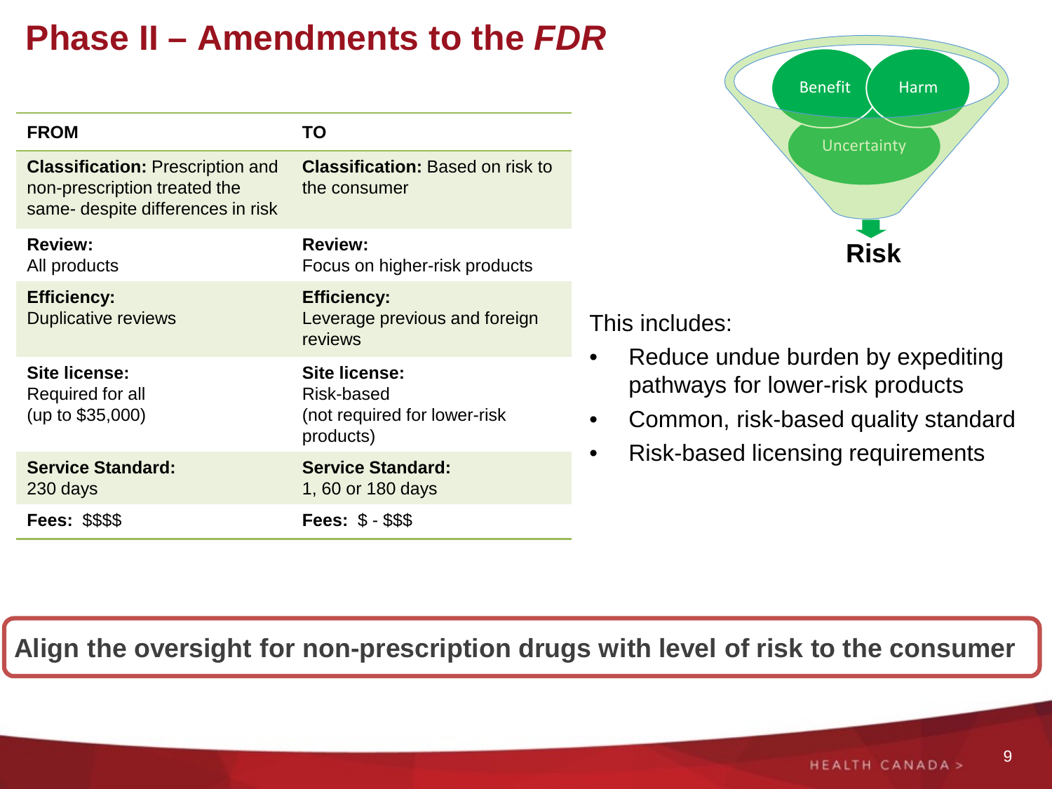# Phase II – Amendments to the *FDR*

| FROM | TO |
|---|---|
| **Classification:** Prescription and non-prescription treated the same- despite differences in risk | **Classification:** Based on risk to the consumer |
| **Review:** All products | **Review:** Focus on higher-risk products |
| **Efficiency:** Duplicative reviews | **Efficiency:** Leverage previous and foreign reviews |
| **Site license:** Required for all (up to $35,000) | **Site license:** Risk-based (not required for lower-risk products) |
| **Service Standard:** 230 days | **Service Standard:** 1, 60 or 180 days |
| **Fees:** $$$$ | **Fees:** $ - $$$ |

Benefit | Harm | Uncertainty

**Risk**

This includes:

- Reduce undue burden by expediting pathways for lower-risk products
- Common, risk-based quality standard
- Risk-based licensing requirements

**Align the oversight for non-prescription drugs with level of risk to the consumer**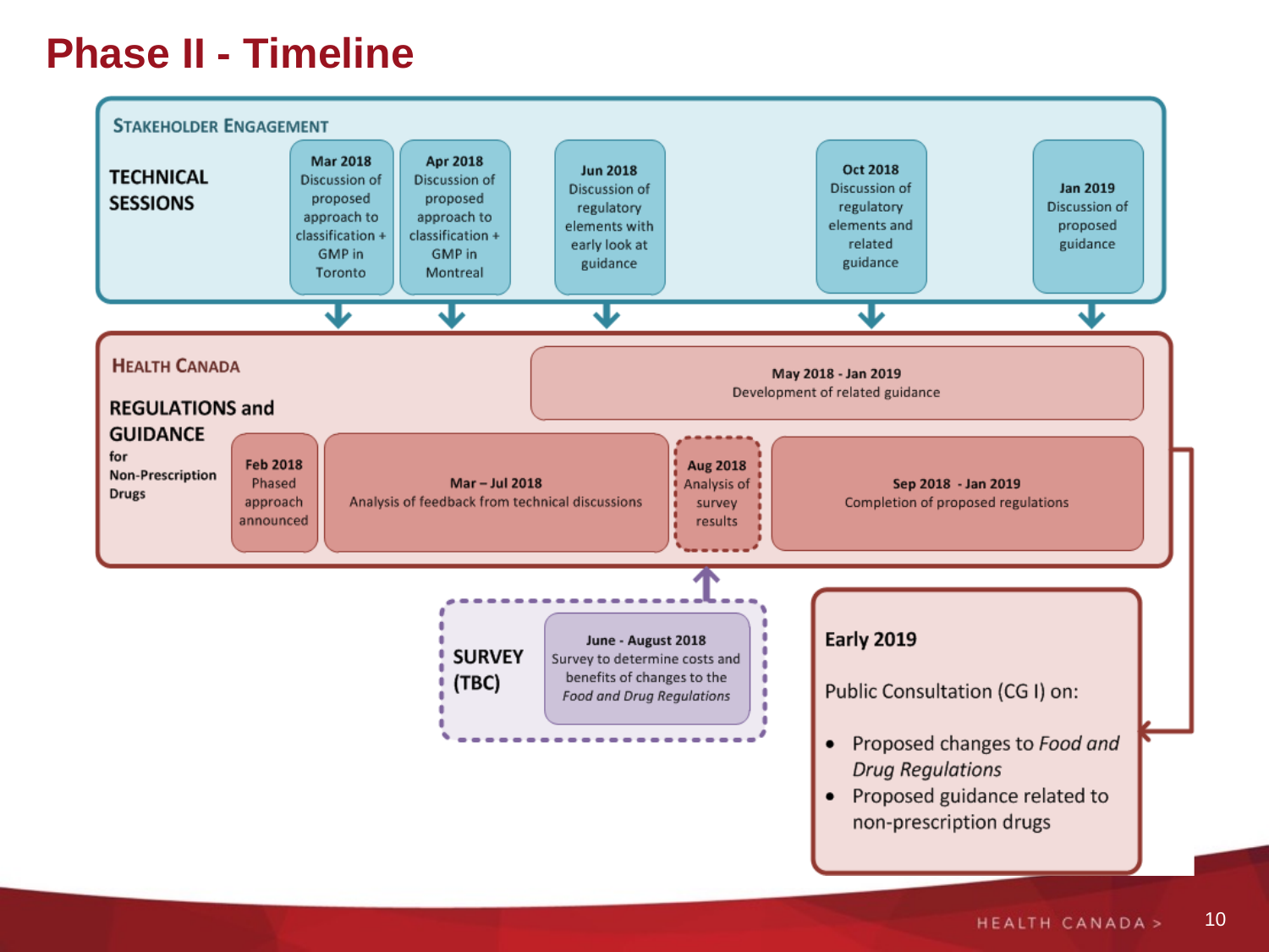# Phase II - Timeline

## Stakeholder Engagement

**TECHNICAL SESSIONS**

- **Mar 2018** Discussion of proposed approach to classification + GMP in Toronto
- **Apr 2018** Discussion of proposed approach to classification + GMP in Montreal
- **Jun 2018** Discussion of regulatory elements with early look at guidance
- **Oct 2018** Discussion of regulatory elements and related guidance
- **Jan 2019** Discussion of proposed guidance

## Health Canada

**REGULATIONS and GUIDANCE** for Non-Prescription Drugs

- **May 2018 - Jan 2019** Development of related guidance
- **Feb 2018** Phased approach announced
- **Mar – Jul 2018** Analysis of feedback from technical discussions
- **Aug 2018** Analysis of survey results
- **Sep 2018 - Jan 2019** Completion of proposed regulations

**SURVEY (TBC)**

- **June - August 2018** Survey to determine costs and benefits of changes to the *Food and Drug Regulations*

**Early 2019**

Public Consultation (CG I) on:

- Proposed changes to *Food and Drug Regulations*
- Proposed guidance related to non-prescription drugs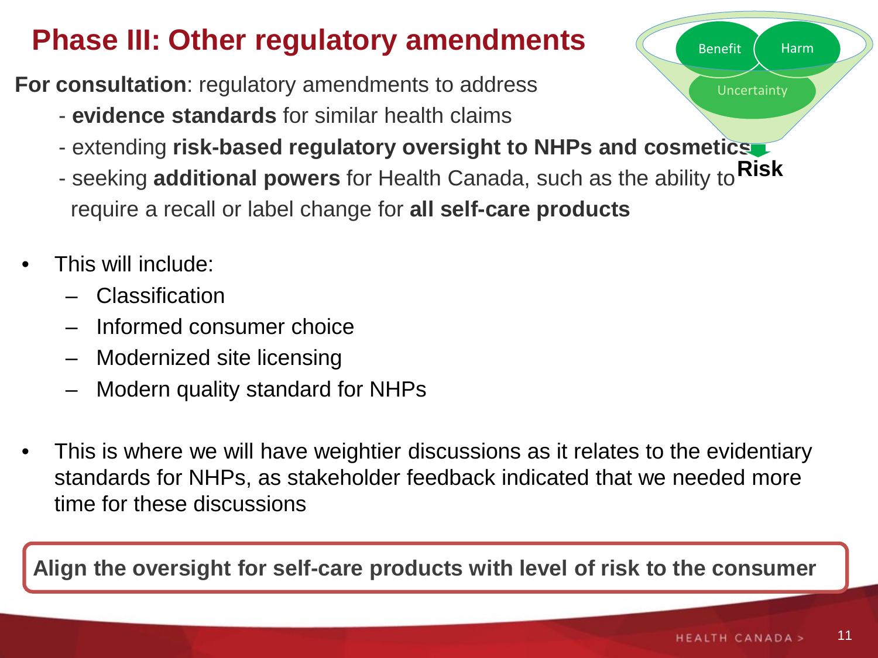# Phase III: Other regulatory amendments

**For consultation**: regulatory amendments to address

- **evidence standards** for similar health claims
- extending **risk-based regulatory oversight to NHPs and cosmetics**
- seeking **additional powers** for Health Canada, such as the ability to require a recall or label change for **all self-care products**

Benefit | Harm | Uncertainty → **Risk**

- This will include:
  - Classification
  - Informed consumer choice
  - Modernized site licensing
  - Modern quality standard for NHPs
- This is where we will have weightier discussions as it relates to the evidentiary standards for NHPs, as stakeholder feedback indicated that we needed more time for these discussions

**Align the oversight for self-care products with level of risk to the consumer**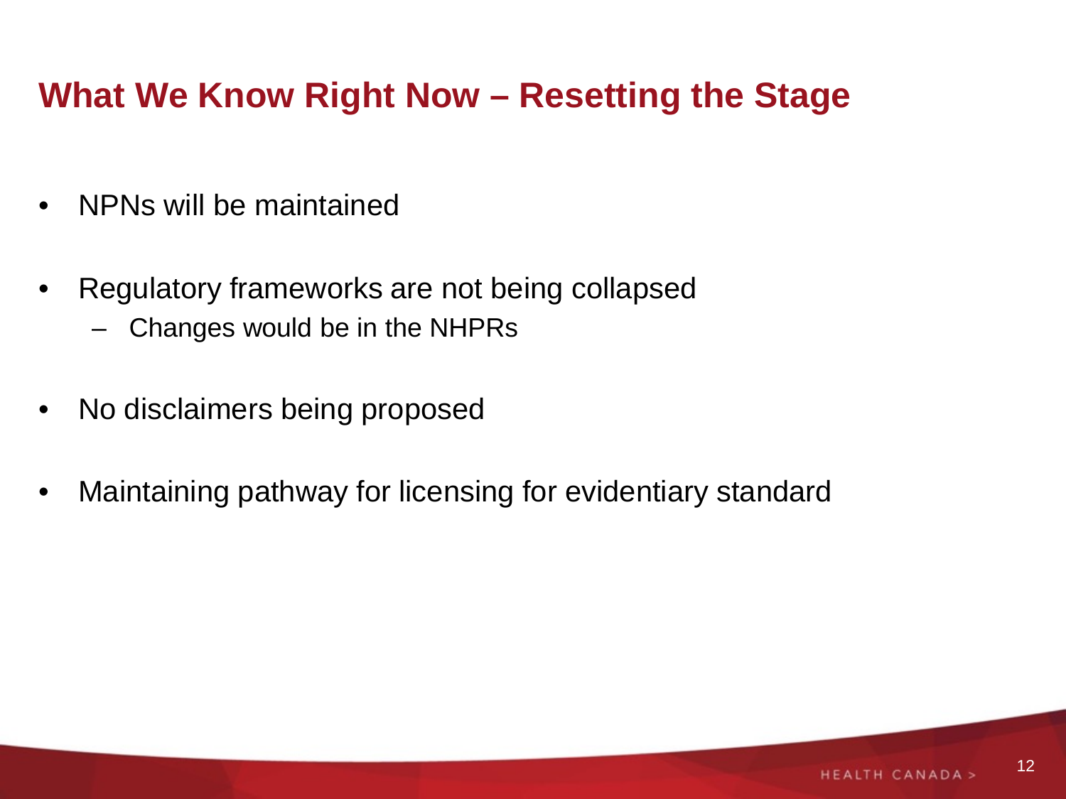# What We Know Right Now – Resetting the Stage

- NPNs will be maintained
- Regulatory frameworks are not being collapsed
  - Changes would be in the NHPRs
- No disclaimers being proposed
- Maintaining pathway for licensing for evidentiary standard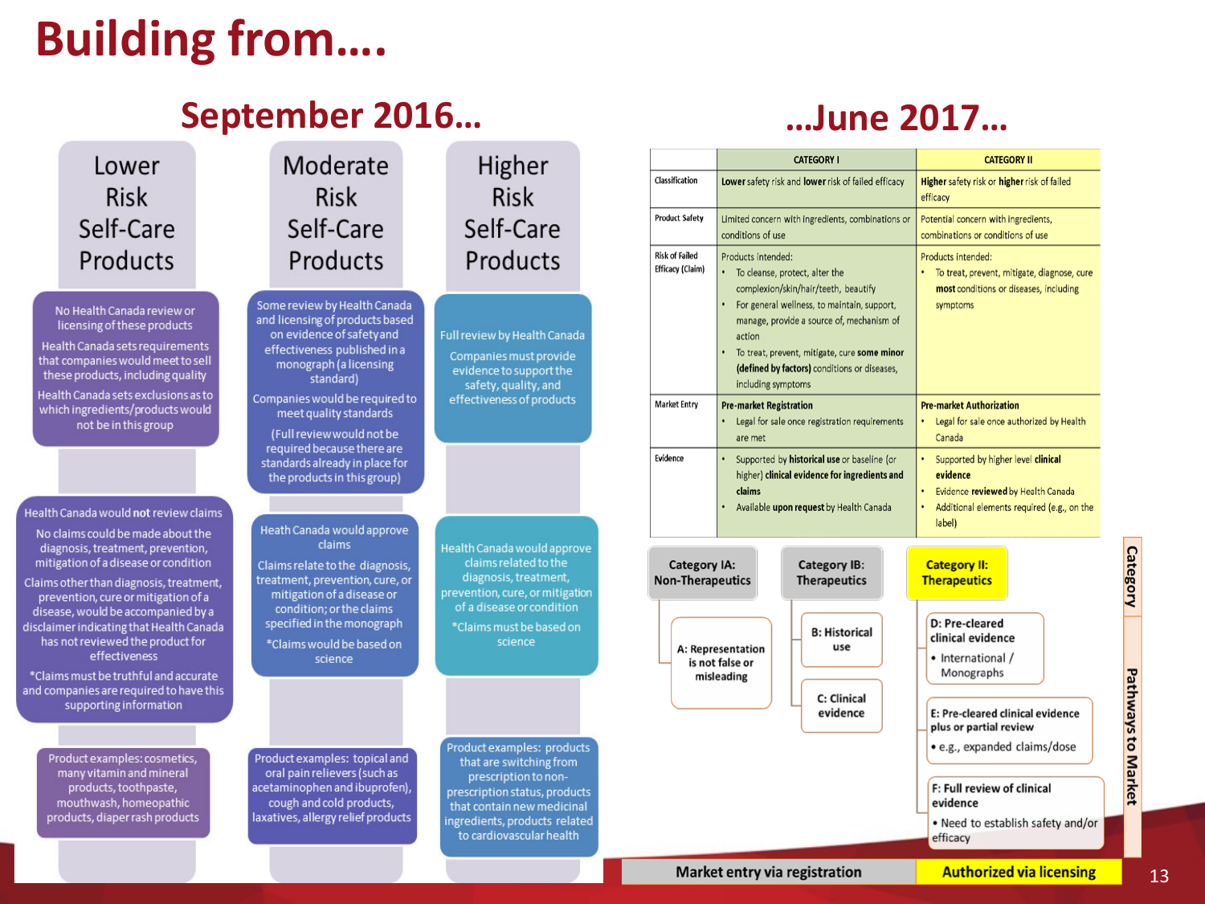# Building from….

## September 2016…

| Lower Risk Self-Care Products | Moderate Risk Self-Care Products | Higher Risk Self-Care Products |
|---|---|---|
| No Health Canada review or licensing of these products<br><br>Health Canada sets requirements that companies would meet to sell these products, including quality<br><br>Health Canada sets exclusions as to which ingredients/products would not be in this group | Some review by Health Canada and licensing of products based on evidence of safety and effectiveness published in a monograph (a licensing standard)<br><br>Companies would be required to meet quality standards<br><br>(Full review would not be required because there are standards already in place for the products in this group) | Full review by Health Canada<br><br>Companies must provide evidence to support the safety, quality, and effectiveness of products |
| Health Canada would **not** review claims<br><br>No claims could be made about the diagnosis, treatment, prevention, mitigation of a disease or condition<br><br>Claims other than diagnosis, treatment, prevention, cure or mitigation of a disease, would be accompanied by a disclaimer indicating that Health Canada has not reviewed the product for effectiveness<br><br>*Claims must be truthful and accurate and companies are required to have this supporting information | Heath Canada would approve claims<br><br>Claims relate to the diagnosis, treatment, prevention, cure, or mitigation of a disease or condition; or the claims specified in the monograph<br><br>*Claims would be based on science | Health Canada would approve claims related to the diagnosis, treatment, prevention, cure, or mitigation of a disease or condition<br><br>*Claims must be based on science |
| Product examples: cosmetics, many vitamin and mineral products, toothpaste, mouthwash, homeopathic products, diaper rash products | Product examples: topical and oral pain relievers (such as acetaminophen and ibuprofen), cough and cold products, laxatives, allergy relief products | Product examples: products that are switching from prescription to non-prescription status, products that contain new medicinal ingredients, products related to cardiovascular health |

## …June 2017…

| | CATEGORY I | CATEGORY II |
|---|---|---|
| Classification | **Lower** safety risk and **lower** risk of failed efficacy | **Higher** safety risk or **higher** risk of failed efficacy |
| Product Safety | Limited concern with ingredients, combinations or conditions of use | Potential concern with ingredients, combinations or conditions of use |
| Risk of Failed Efficacy (Claim) | Products intended:<br>• To cleanse, protect, alter the complexion/skin/hair/teeth, beautify<br>• For general wellness, to maintain, support, manage, provide a source of, mechanism of action<br>• To treat, prevent, mitigate, cure **some minor (defined by factors)** conditions or diseases, including symptoms | Products intended:<br>• To treat, prevent, mitigate, diagnose, cure **most** conditions or diseases, including symptoms |
| Market Entry | **Pre-market Registration**<br>• Legal for sale once registration requirements are met | **Pre-market Authorization**<br>• Legal for sale once authorized by Health Canada |
| Evidence | • Supported by **historical use** or baseline (or higher) **clinical evidence for ingredients and claims**<br>• Available **upon request** by Health Canada | • Supported by higher level **clinical evidence**<br>• Evidence **reviewed** by Health Canada<br>• Additional elements required (e.g., on the label) |

**Category**

- **Category IA: Non-Therapeutics**
  - A: Representation is not false or misleading
- **Category IB: Therapeutics**
  - B: Historical use
  - C: Clinical evidence
- **Category II: Therapeutics**
  - D: Pre-cleared clinical evidence
    - International / Monographs
  - E: Pre-cleared clinical evidence plus or partial review
    - e.g., expanded claims/dose
  - F: Full review of clinical evidence
    - Need to establish safety and/or efficacy

**Pathways to Market**

- Categories IA and IB: Market entry via registration
- Category II: Authorized via licensing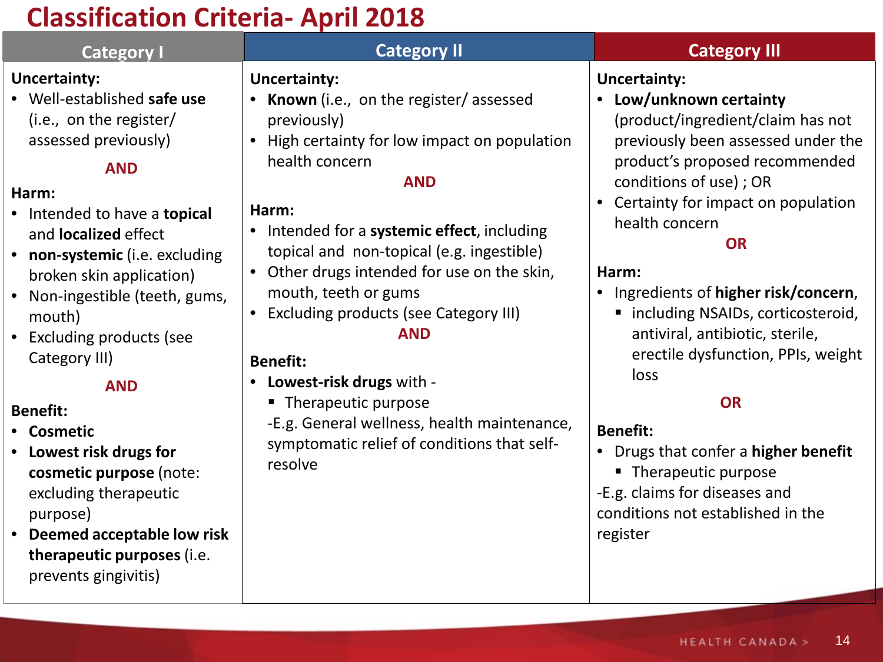# Classification Criteria- April 2018

| Category I | Category II | Category III |
|---|---|---|
| **Uncertainty:**<br>• Well-established **safe use** (i.e., on the register/ assessed previously)<br><br>**AND**<br><br>**Harm:**<br>• Intended to have a **topical** and **localized** effect<br>• **non-systemic** (i.e. excluding broken skin application)<br>• Non-ingestible (teeth, gums, mouth)<br>• Excluding products (see Category III)<br><br>**AND**<br><br>**Benefit:**<br>• **Cosmetic**<br>• **Lowest risk drugs for cosmetic purpose** (note: excluding therapeutic purpose)<br>• **Deemed acceptable low risk therapeutic purposes** (i.e. prevents gingivitis) | **Uncertainty:**<br>• **Known** (i.e., on the register/ assessed previously)<br>• High certainty for low impact on population health concern<br><br>**AND**<br><br>**Harm:**<br>• Intended for a **systemic effect**, including topical and non-topical (e.g. ingestible)<br>• Other drugs intended for use on the skin, mouth, teeth or gums<br>• Excluding products (see Category III)<br><br>**AND**<br><br>**Benefit:**<br>• **Lowest-risk drugs** with -<br>  ▪ Therapeutic purpose<br>  -E.g. General wellness, health maintenance, symptomatic relief of conditions that self-resolve | **Uncertainty:**<br>• **Low/unknown certainty** (product/ingredient/claim has not previously been assessed under the product's proposed recommended conditions of use) ; OR<br>• Certainty for impact on population health concern<br><br>**OR**<br><br>**Harm:**<br>• Ingredients of **higher risk/concern**,<br>  ▪ including NSAIDs, corticosteroid, antiviral, antibiotic, sterile, erectile dysfunction, PPIs, weight loss<br><br>**OR**<br><br>**Benefit:**<br>• Drugs that confer a **higher benefit**<br>  ▪ Therapeutic purpose<br>-E.g. claims for diseases and conditions not established in the register |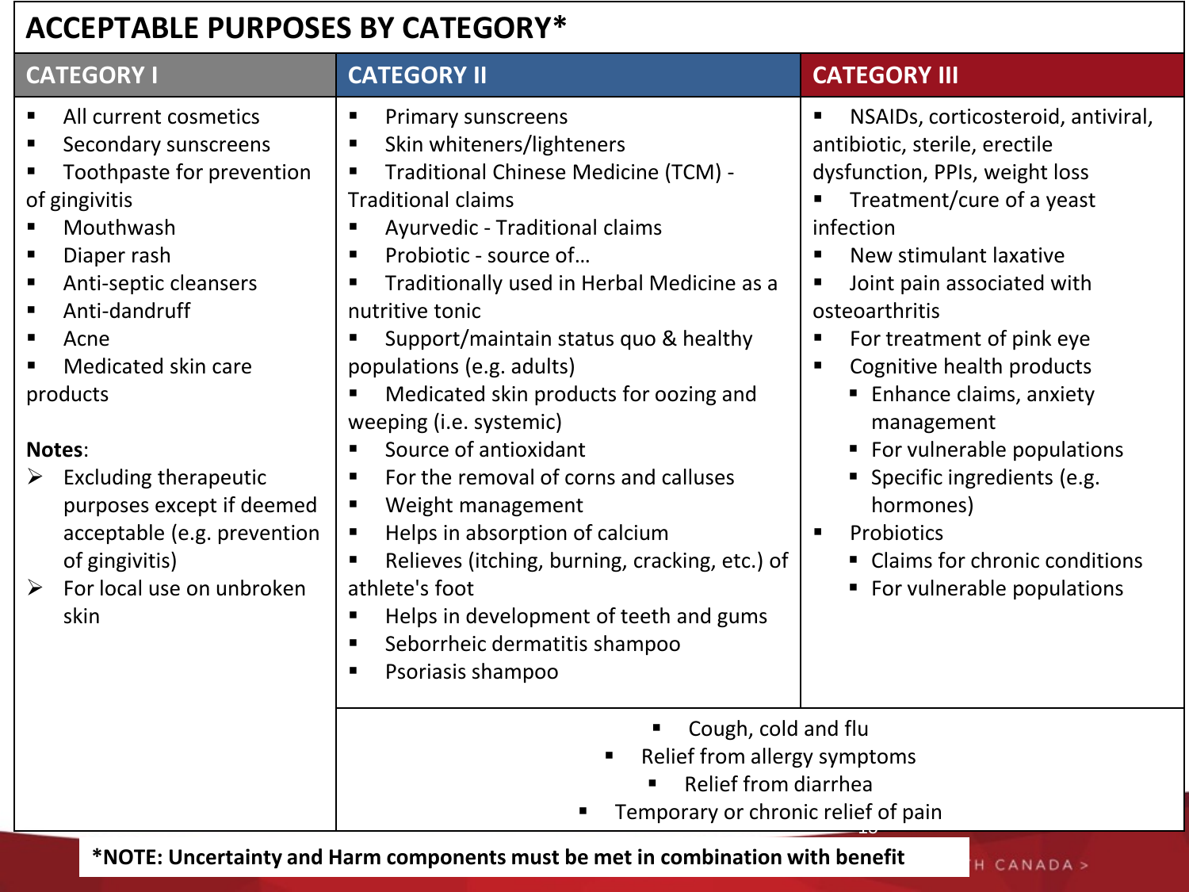# ACCEPTABLE PURPOSES BY CATEGORY*

| CATEGORY I | CATEGORY II | CATEGORY III |
|---|---|---|
| ▪ All current cosmetics<br>▪ Secondary sunscreens<br>▪ Toothpaste for prevention of gingivitis<br>▪ Mouthwash<br>▪ Diaper rash<br>▪ Anti-septic cleansers<br>▪ Anti-dandruff<br>▪ Acne<br>▪ Medicated skin care products<br><br>**Notes**:<br>➢ Excluding therapeutic purposes except if deemed acceptable (e.g. prevention of gingivitis)<br>➢ For local use on unbroken skin | ▪ Primary sunscreens<br>▪ Skin whiteners/lighteners<br>▪ Traditional Chinese Medicine (TCM) - Traditional claims<br>▪ Ayurvedic - Traditional claims<br>▪ Probiotic - source of…<br>▪ Traditionally used in Herbal Medicine as a nutritive tonic<br>▪ Support/maintain status quo & healthy populations (e.g. adults)<br>▪ Medicated skin products for oozing and weeping (i.e. systemic)<br>▪ Source of antioxidant<br>▪ For the removal of corns and calluses<br>▪ Weight management<br>▪ Helps in absorption of calcium<br>▪ Relieves (itching, burning, cracking, etc.) of athlete's foot<br>▪ Helps in development of teeth and gums<br>▪ Seborrheic dermatitis shampoo<br>▪ Psoriasis shampoo | ▪ NSAIDs, corticosteroid, antiviral, antibiotic, sterile, erectile dysfunction, PPIs, weight loss<br>▪ Treatment/cure of a yeast infection<br>▪ New stimulant laxative<br>▪ Joint pain associated with osteoarthritis<br>▪ For treatment of pink eye<br>▪ Cognitive health products<br>&nbsp;&nbsp;▪ Enhance claims, anxiety management<br>&nbsp;&nbsp;▪ For vulnerable populations<br>&nbsp;&nbsp;▪ Specific ingredients (e.g. hormones)<br>▪ Probiotics<br>&nbsp;&nbsp;▪ Claims for chronic conditions<br>&nbsp;&nbsp;▪ For vulnerable populations |
| | ▪ Cough, cold and flu<br>▪ Relief from allergy symptoms<br>▪ Relief from diarrhea<br>▪ Temporary or chronic relief of pain (spans Category II and III) | |

***NOTE: Uncertainty and Harm components must be met in combination with benefit**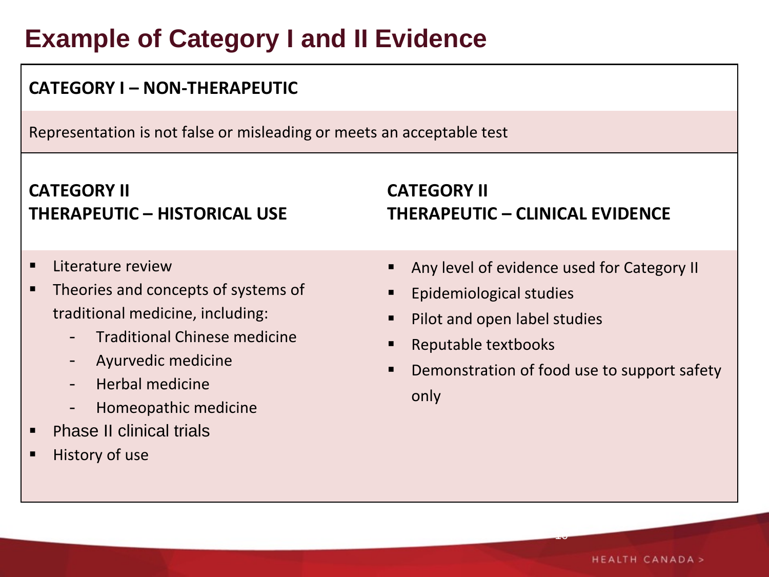# Example of Category I and II Evidence

**CATEGORY I – NON-THERAPEUTIC**

Representation is not false or misleading or meets an acceptable test

| **CATEGORY II THERAPEUTIC – HISTORICAL USE** | **CATEGORY II THERAPEUTIC – CLINICAL EVIDENCE** |
| --- | --- |
| ▪ Literature review<br>▪ Theories and concepts of systems of traditional medicine, including:<br>- Traditional Chinese medicine<br>- Ayurvedic medicine<br>- Herbal medicine<br>- Homeopathic medicine<br>▪ Phase II clinical trials<br>▪ History of use | ▪ Any level of evidence used for Category II<br>▪ Epidemiological studies<br>▪ Pilot and open label studies<br>▪ Reputable textbooks<br>▪ Demonstration of food use to support safety only |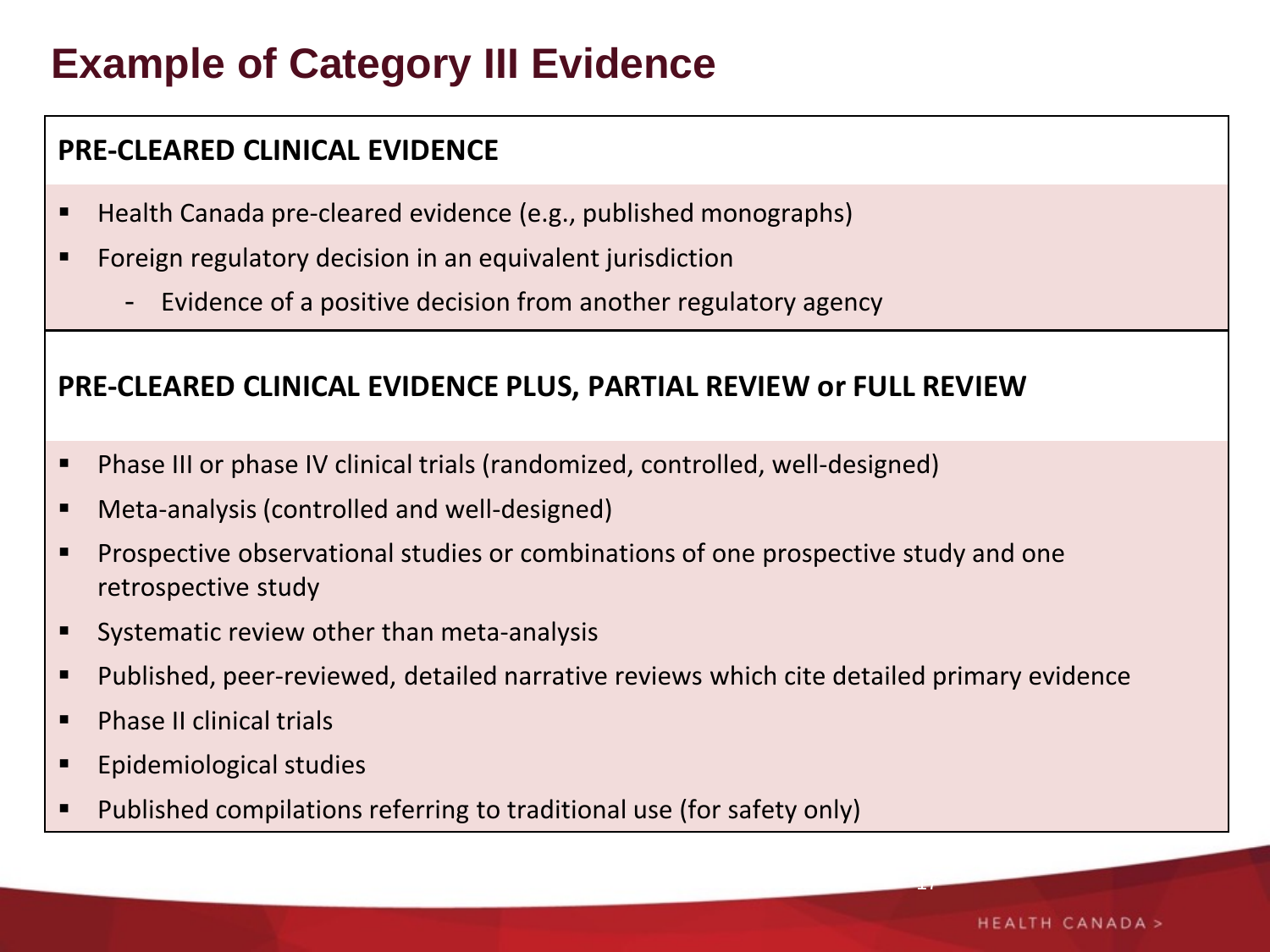# Example of Category III Evidence

**PRE-CLEARED CLINICAL EVIDENCE**

- Health Canada pre-cleared evidence (e.g., published monographs)
- Foreign regulatory decision in an equivalent jurisdiction
  - Evidence of a positive decision from another regulatory agency

**PRE-CLEARED CLINICAL EVIDENCE PLUS, PARTIAL REVIEW or FULL REVIEW**

- Phase III or phase IV clinical trials (randomized, controlled, well-designed)
- Meta-analysis (controlled and well-designed)
- Prospective observational studies or combinations of one prospective study and one retrospective study
- Systematic review other than meta-analysis
- Published, peer-reviewed, detailed narrative reviews which cite detailed primary evidence
- Phase II clinical trials
- Epidemiological studies
- Published compilations referring to traditional use (for safety only)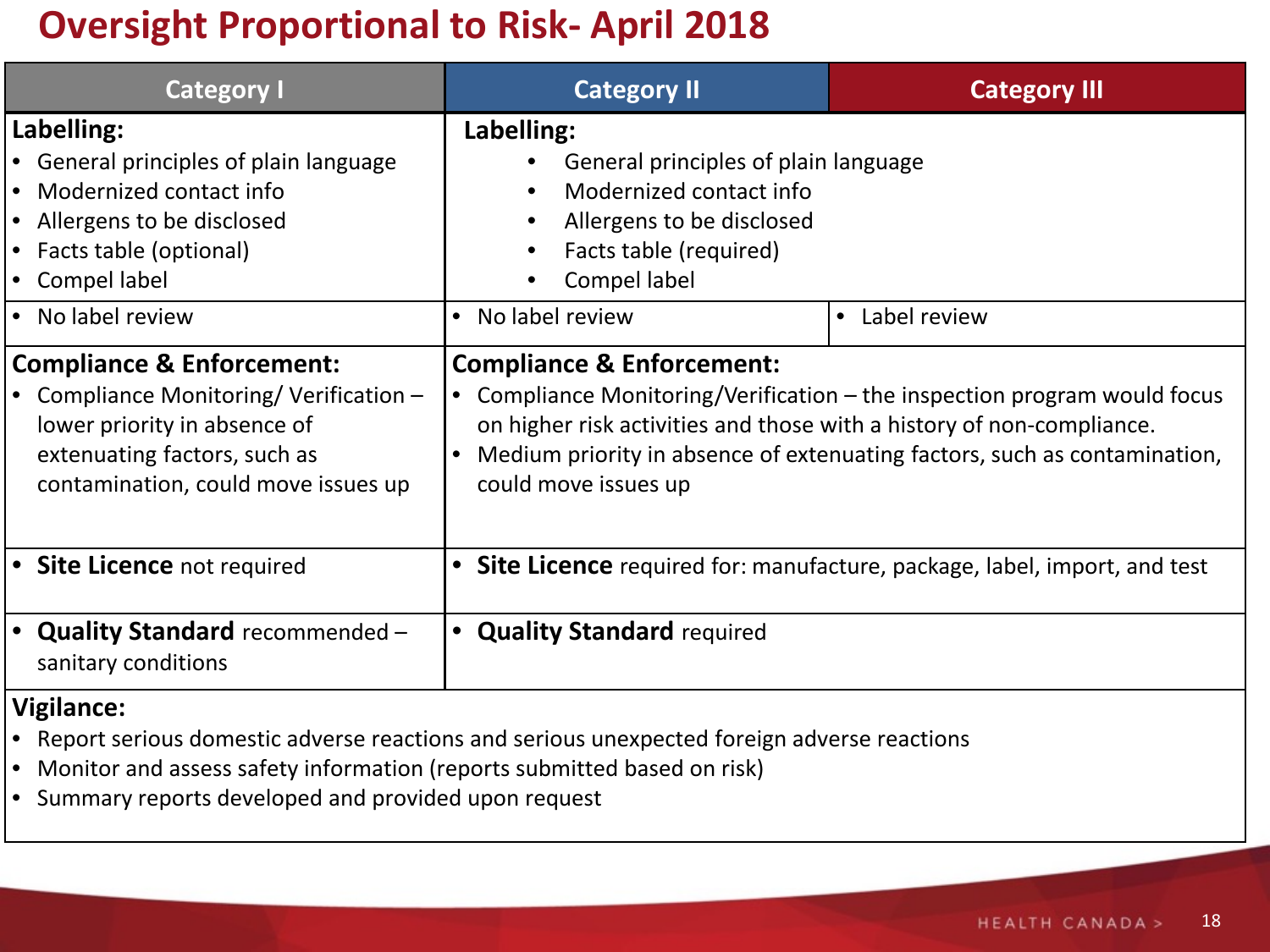# Oversight Proportional to Risk- April 2018

| Category I | Category II | Category III |
|---|---|---|
| **Labelling:**<br>• General principles of plain language<br>• Modernized contact info<br>• Allergens to be disclosed<br>• Facts table (optional)<br>• Compel label | **Labelling:**<br>• General principles of plain language<br>• Modernized contact info<br>• Allergens to be disclosed<br>• Facts table (required)<br>• Compel label | |
| • No label review | • No label review | • Label review |
| **Compliance & Enforcement:**<br>• Compliance Monitoring/ Verification – lower priority in absence of extenuating factors, such as contamination, could move issues up | **Compliance & Enforcement:**<br>• Compliance Monitoring/Verification – the inspection program would focus on higher risk activities and those with a history of non-compliance.<br>• Medium priority in absence of extenuating factors, such as contamination, could move issues up | |
| • **Site Licence** not required | • **Site Licence** required for: manufacture, package, label, import, and test | |
| • **Quality Standard** recommended – sanitary conditions | • **Quality Standard** required | |
| **Vigilance:**<br>• Report serious domestic adverse reactions and serious unexpected foreign adverse reactions<br>• Monitor and assess safety information (reports submitted based on risk)<br>• Summary reports developed and provided upon request | | |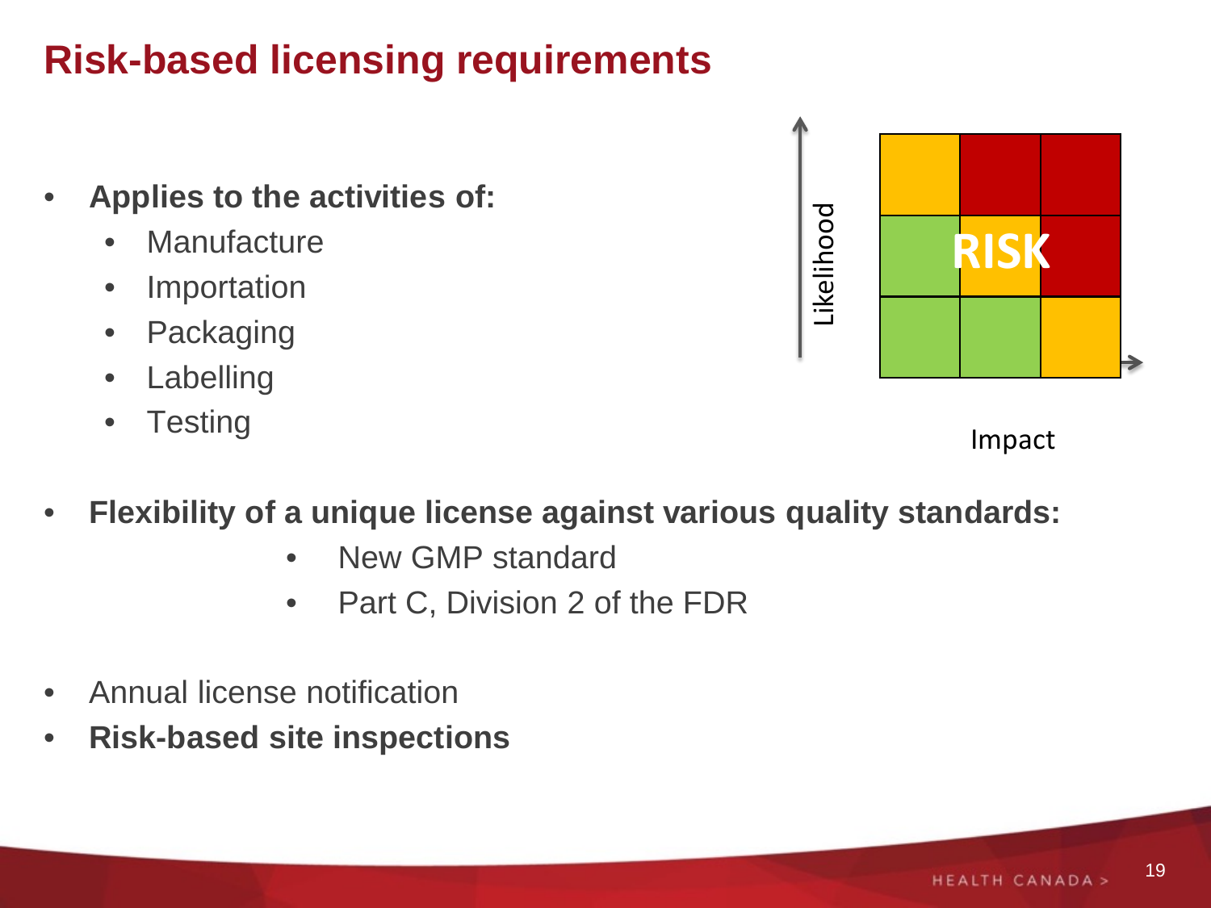# Risk-based licensing requirements

- **Applies to the activities of:**
  - Manufacture
  - Importation
  - Packaging
  - Labelling
  - Testing

- **Flexibility of a unique license against various quality standards:**
  - New GMP standard
  - Part C, Division 2 of the FDR

- Annual license notification
- **Risk-based site inspections**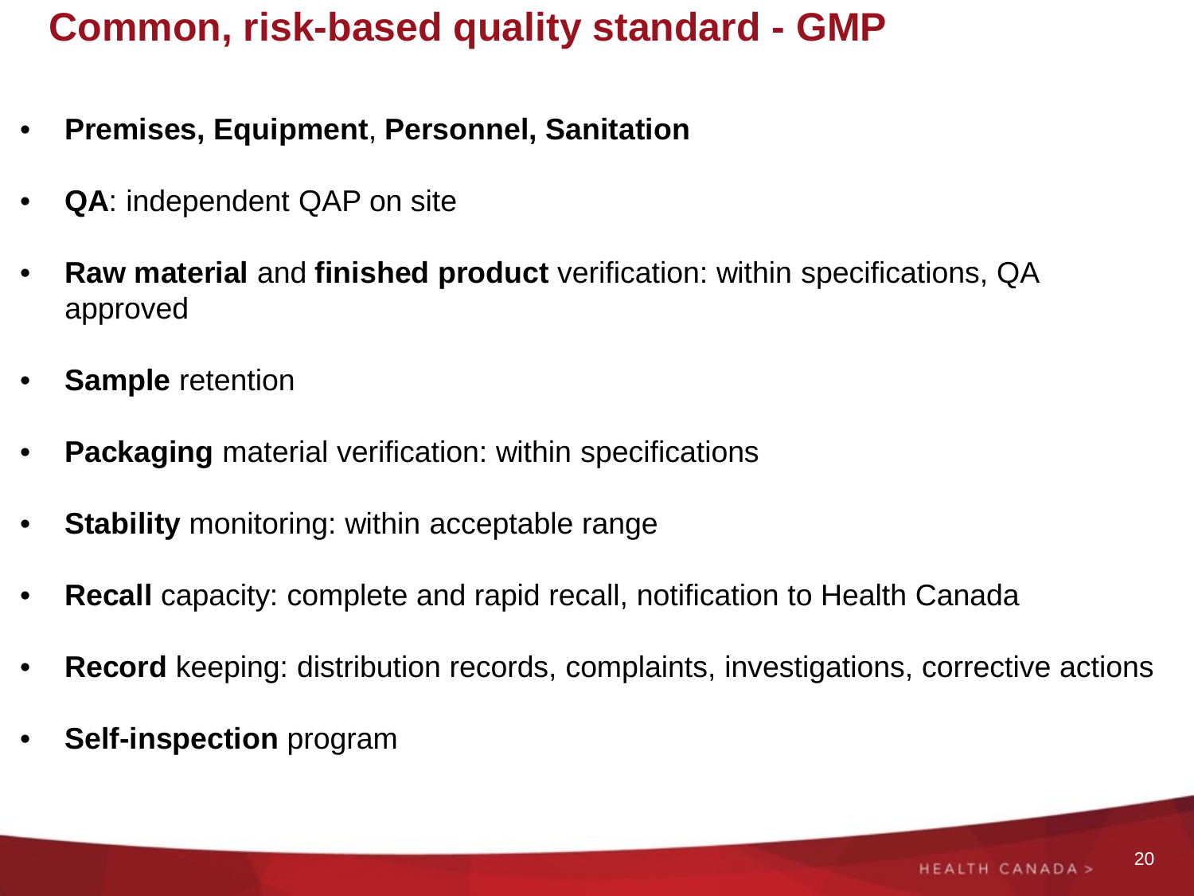# Common, risk-based quality standard - GMP

- **Premises, Equipment**, **Personnel, Sanitation**
- **QA**: independent QAP on site
- **Raw material** and **finished product** verification: within specifications, QA approved
- **Sample** retention
- **Packaging** material verification: within specifications
- **Stability** monitoring: within acceptable range
- **Recall** capacity: complete and rapid recall, notification to Health Canada
- **Record** keeping: distribution records, complaints, investigations, corrective actions
- **Self-inspection** program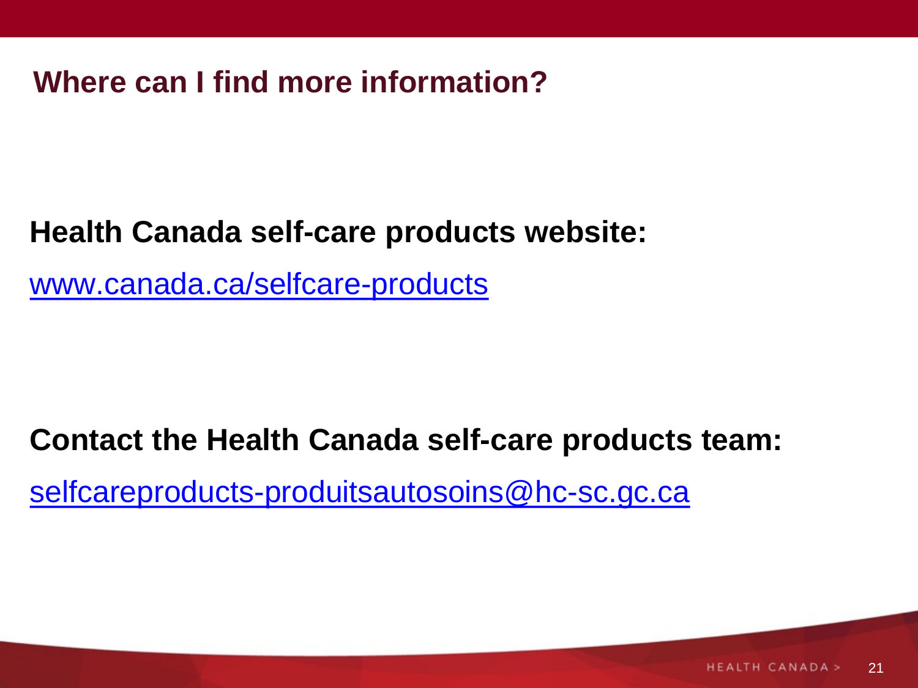## Where can I find more information?

**Health Canada self-care products website:**

www.canada.ca/selfcare-products

**Contact the Health Canada self-care products team:**

selfcareproducts-produitsautosoins@hc-sc.gc.ca